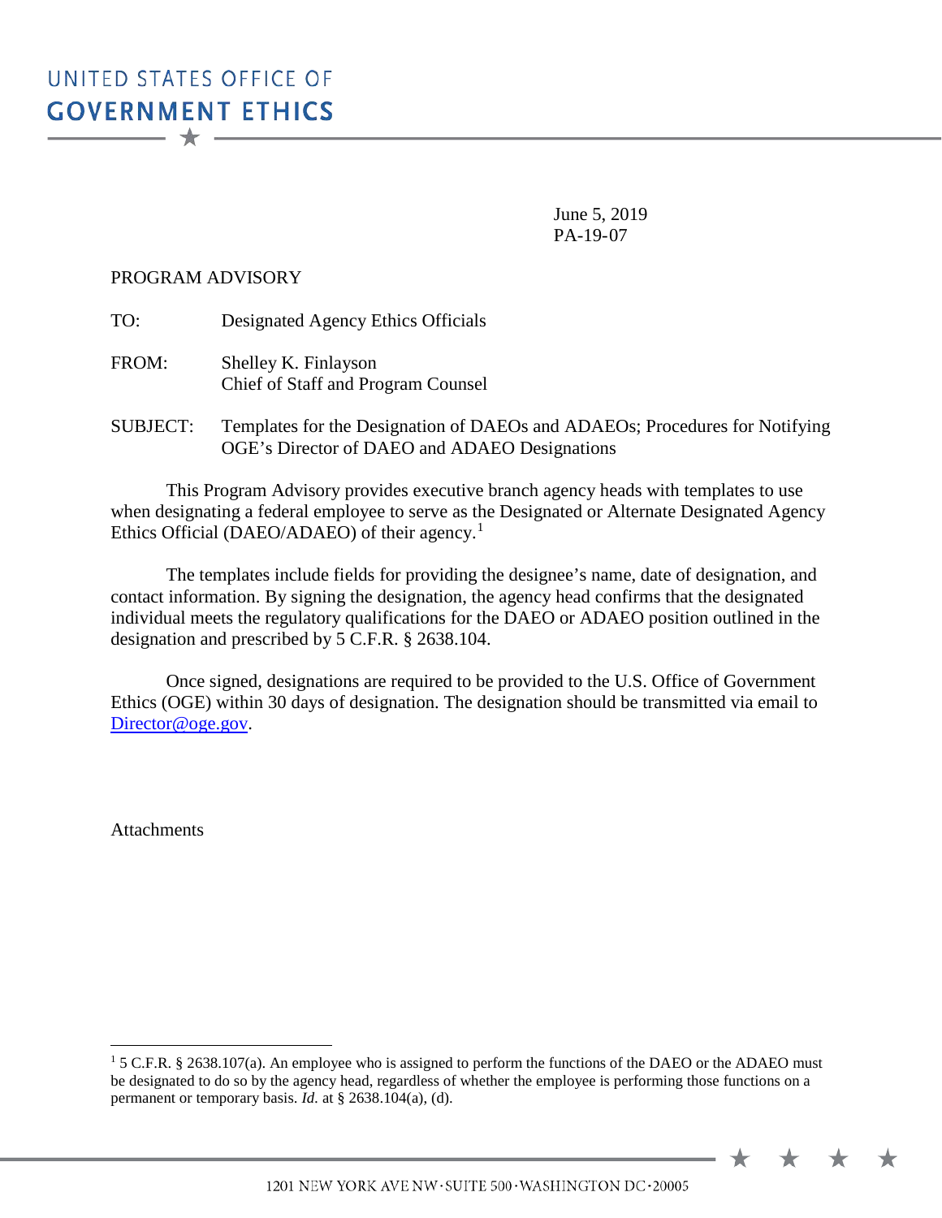UNITED STATES OFFICE OF
**GOVERNMENT ETHICS**

June 5, 2019
PA-19-07

PROGRAM ADVISORY

TO: Designated Agency Ethics Officials

FROM: Shelley K. Finlayson
Chief of Staff and Program Counsel

SUBJECT: Templates for the Designation of DAEOs and ADAEOs; Procedures for Notifying OGE's Director of DAEO and ADAEO Designations

This Program Advisory provides executive branch agency heads with templates to use when designating a federal employee to serve as the Designated or Alternate Designated Agency Ethics Official (DAEO/ADAEO) of their agency.[1]

The templates include fields for providing the designee's name, date of designation, and contact information. By signing the designation, the agency head confirms that the designated individual meets the regulatory qualifications for the DAEO or ADAEO position outlined in the designation and prescribed by 5 C.F.R. § 2638.104.

Once signed, designations are required to be provided to the U.S. Office of Government Ethics (OGE) within 30 days of designation. The designation should be transmitted via email to Director@oge.gov.

Attachments

---

[1] 5 C.F.R. § 2638.107(a). An employee who is assigned to perform the functions of the DAEO or the ADAEO must be designated to do so by the agency head, regardless of whether the employee is performing those functions on a permanent or temporary basis. *Id*. at § 2638.104(a), (d).

1201 NEW YORK AVE NW · SUITE 500 · WASHINGTON DC · 20005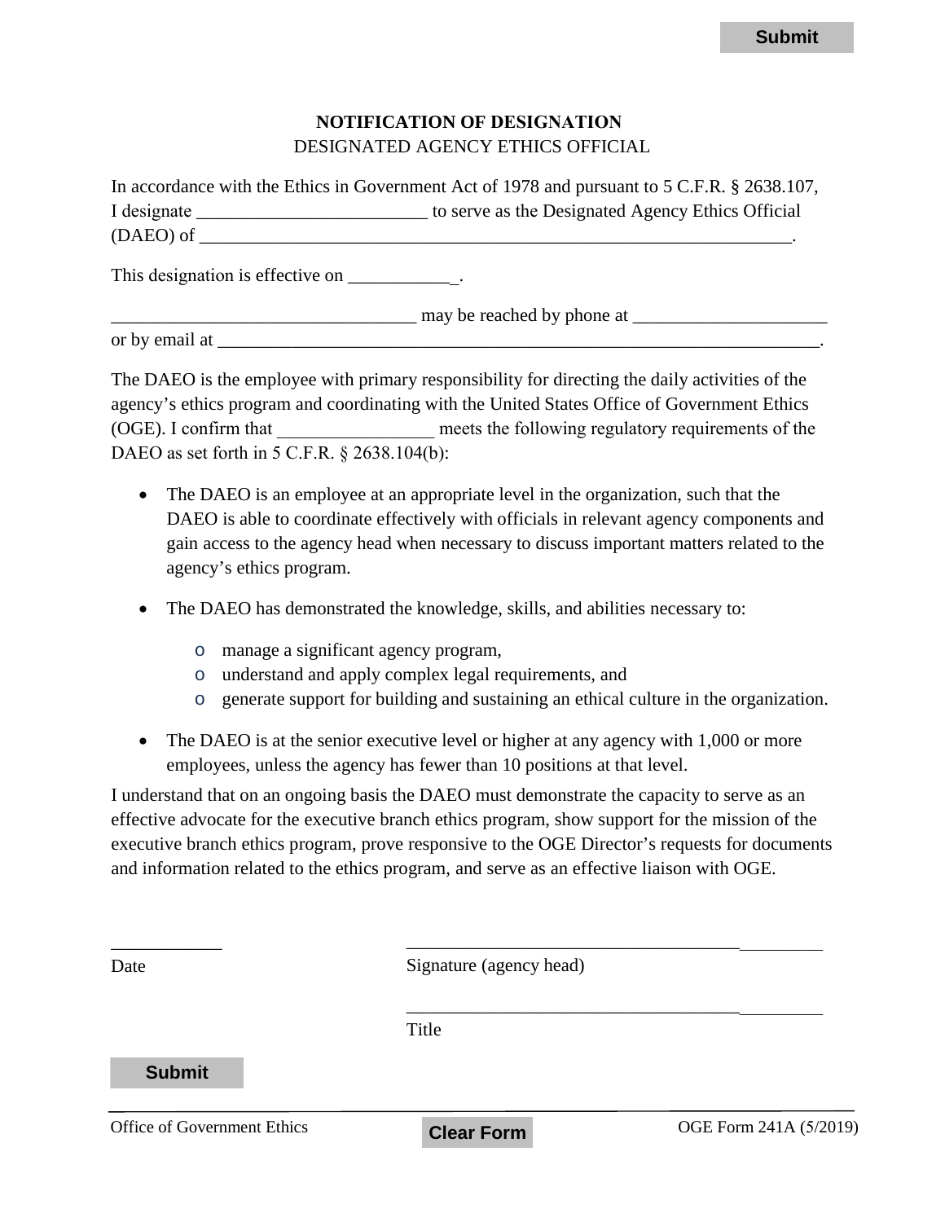Submit

**NOTIFICATION OF DESIGNATION**
DESIGNATED AGENCY ETHICS OFFICIAL

In accordance with the Ethics in Government Act of 1978 and pursuant to 5 C.F.R. § 2638.107, I designate _________________________ to serve as the Designated Agency Ethics Official (DAEO) of ____________________________________________________________________.

This designation is effective on ___________\_.

_________________________________ may be reached by phone at _____________________ or by email at ____________________________________________________________________.

The DAEO is the employee with primary responsibility for directing the daily activities of the agency's ethics program and coordinating with the United States Office of Government Ethics (OGE). I confirm that _________________ meets the following regulatory requirements of the DAEO as set forth in 5 C.F.R. § 2638.104(b):

- The DAEO is an employee at an appropriate level in the organization, such that the DAEO is able to coordinate effectively with officials in relevant agency components and gain access to the agency head when necessary to discuss important matters related to the agency's ethics program.
- The DAEO has demonstrated the knowledge, skills, and abilities necessary to:
  - manage a significant agency program,
  - understand and apply complex legal requirements, and
  - generate support for building and sustaining an ethical culture in the organization.
- The DAEO is at the senior executive level or higher at any agency with 1,000 or more employees, unless the agency has fewer than 10 positions at that level.

I understand that on an ongoing basis the DAEO must demonstrate the capacity to serve as an effective advocate for the executive branch ethics program, show support for the mission of the executive branch ethics program, prove responsive to the OGE Director's requests for documents and information related to the ethics program, and serve as an effective liaison with OGE.

____________ Date

______________________________________________ Signature (agency head)

______________________________________________ Title

Submit

Office of Government Ethics — Clear Form — OGE Form 241A (5/2019)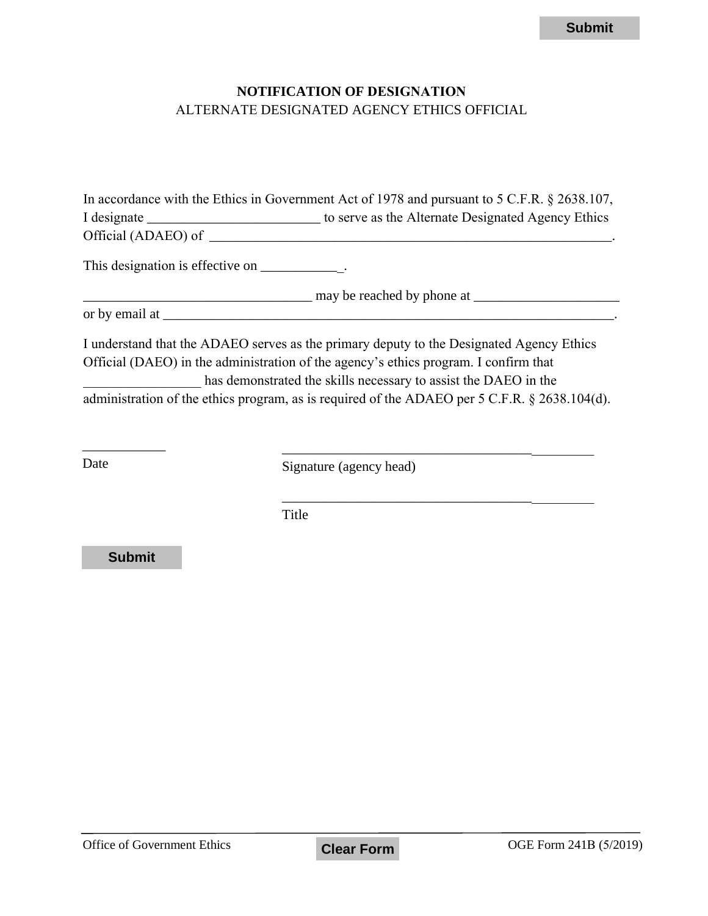Submit

**NOTIFICATION OF DESIGNATION**

ALTERNATE DESIGNATED AGENCY ETHICS OFFICIAL

In accordance with the Ethics in Government Act of 1978 and pursuant to 5 C.F.R. § 2638.107, I designate _________________________ to serve as the Alternate Designated Agency Ethics Official (ADAEO) of _____________________________________________________________.

This designation is effective on ____________.

__________________________________ may be reached by phone at _____________________ or by email at ________________________________________________________________________.

I understand that the ADAEO serves as the primary deputy to the Designated Agency Ethics Official (DAEO) in the administration of the agency's ethics program. I confirm that _________________ has demonstrated the skills necessary to assist the DAEO in the administration of the ethics program, as is required of the ADAEO per 5 C.F.R. § 2638.104(d).

____________
Date

______________________________________________
Signature (agency head)

______________________________________________
Title

Submit

Office of Government Ethics

Clear Form

OGE Form 241B (5/2019)